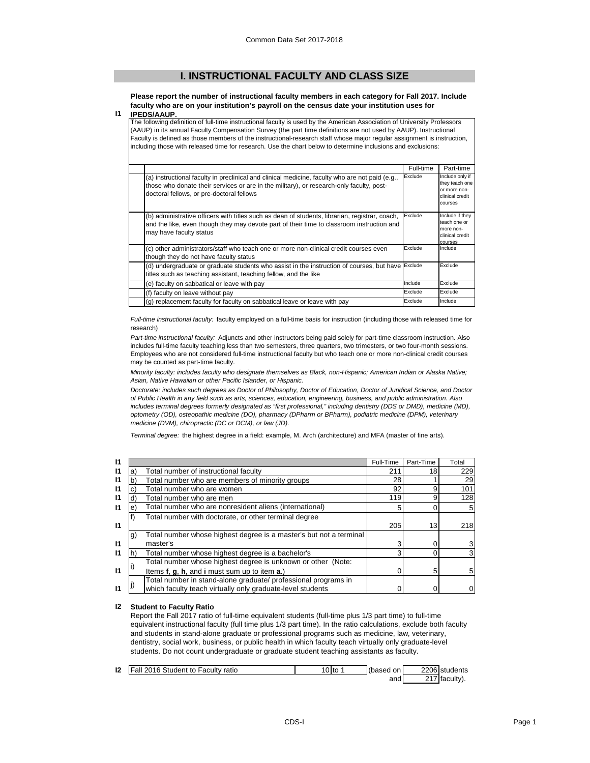# I. INSTRUCTIONAL FACULTY AND CLASS SIZE

**I1** **Please report the number of instructional faculty members in each category for Fall 2017. Include faculty who are on your institution's payroll on the census date your institution uses for IPEDS/AAUP.**

The following definition of full-time instructional faculty is used by the American Association of University Professors (AAUP) in its annual Faculty Compensation Survey (the part time definitions are not used by AAUP). Instructional Faculty is defined as those members of the instructional-research staff whose major regular assignment is instruction, including those with released time for research. Use the chart below to determine inclusions and exclusions:

| | Full-time | Part-time |
|---|---|---|
| (a) instructional faculty in preclinical and clinical medicine, faculty who are not paid (e.g., those who donate their services or are in the military), or research-only faculty, post-doctoral fellows, or pre-doctoral fellows | Exclude | Include only if they teach one or more non-clinical credit courses |
| (b) administrative officers with titles such as dean of students, librarian, registrar, coach, and the like, even though they may devote part of their time to classroom instruction and may have faculty status | Exclude | Include if they teach one or more non-clinical credit courses |
| (c) other administrators/staff who teach one or more non-clinical credit courses even though they do not have faculty status | Exclude | Include |
| (d) undergraduate or graduate students who assist in the instruction of courses, but have titles such as teaching assistant, teaching fellow, and the like | Exclude | Exclude |
| (e) faculty on sabbatical or leave with pay | Include | Exclude |
| (f) faculty on leave without pay | Exclude | Exclude |
| (g) replacement faculty for faculty on sabbatical leave or leave with pay | Exclude | Include |

*Full-time instructional faculty:* faculty employed on a full-time basis for instruction (including those with released time for research)

*Part-time instructional faculty:* Adjuncts and other instructors being paid solely for part-time classroom instruction. Also includes full-time faculty teaching less than two semesters, three quarters, two trimesters, or two four-month sessions. Employees who are not considered full-time instructional faculty but who teach one or more non-clinical credit courses may be counted as part-time faculty.

*Minority faculty: includes faculty who designate themselves as Black, non-Hispanic; American Indian or Alaska Native; Asian, Native Hawaiian or other Pacific Islander, or Hispanic.*

*Doctorate: includes such degrees as Doctor of Philosophy, Doctor of Education, Doctor of Juridical Science, and Doctor of Public Health in any field such as arts, sciences, education, engineering, business, and public administration. Also includes terminal degrees formerly designated as "first professional," including dentistry (DDS or DMD), medicine (MD), optometry (OD), osteopathic medicine (DO), pharmacy (DPharm or BPharm), podiatric medicine (DPM), veterinary medicine (DVM), chiropractic (DC or DCM), or law (JD).*

*Terminal degree:* the highest degree in a field: example, M. Arch (architecture) and MFA (master of fine arts).

| | | | Full-Time | Part-Time | Total |
|---|---|---|---|---|---|
| I1 | a) | Total number of instructional faculty | 211 | 18 | 229 |
| I1 | b) | Total number who are members of minority groups | 28 | 1 | 29 |
| I1 | c) | Total number who are women | 92 | 9 | 101 |
| I1 | d) | Total number who are men | 119 | 9 | 128 |
| I1 | e) | Total number who are nonresident aliens (international) | 5 | 0 | 5 |
| I1 | f) | Total number with doctorate, or other terminal degree | 205 | 13 | 218 |
| I1 | g) | Total number whose highest degree is a master's but not a terminal master's | 3 | 0 | 3 |
| I1 | h) | Total number whose highest degree is a bachelor's | 3 | 0 | 3 |
| I1 | i) | Total number whose highest degree is unknown or other (Note: Items **f**, **g**, **h**, and **i** must sum up to item **a**.) | 0 | 5 | 5 |
| I1 | j) | Total number in stand-alone graduate/ professional programs in which faculty teach virtually only graduate-level students | 0 | 0 | 0 |

**I2** **Student to Faculty Ratio**

Report the Fall 2017 ratio of full-time equivalent students (full-time plus 1/3 part time) to full-time equivalent instructional faculty (full time plus 1/3 part time). In the ratio calculations, exclude both faculty and students in stand-alone graduate or professional programs such as medicine, law, veterinary, dentistry, social work, business, or public health in which faculty teach virtually only graduate-level students. Do not count undergraduate or graduate student teaching assistants as faculty.

| I2 | Fall 2016 Student to Faculty ratio | 10 to 1 | (based on | 2206 students |
|---|---|---|---|---|
| | | | and | 217 faculty). |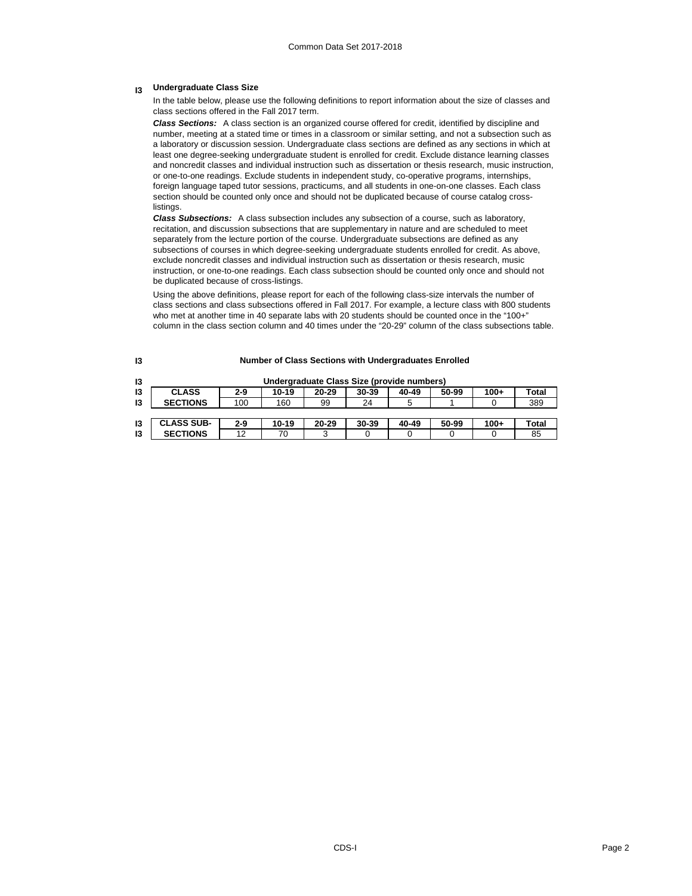## I3 Undergraduate Class Size

In the table below, please use the following definitions to report information about the size of classes and class sections offered in the Fall 2017 term.

***Class Sections:*** A class section is an organized course offered for credit, identified by discipline and number, meeting at a stated time or times in a classroom or similar setting, and not a subsection such as a laboratory or discussion session. Undergraduate class sections are defined as any sections in which at least one degree-seeking undergraduate student is enrolled for credit. Exclude distance learning classes and noncredit classes and individual instruction such as dissertation or thesis research, music instruction, or one-to-one readings. Exclude students in independent study, co-operative programs, internships, foreign language taped tutor sessions, practicums, and all students in one-on-one classes. Each class section should be counted only once and should not be duplicated because of course catalog cross-listings.

***Class Subsections:*** A class subsection includes any subsection of a course, such as laboratory, recitation, and discussion subsections that are supplementary in nature and are scheduled to meet separately from the lecture portion of the course. Undergraduate subsections are defined as any subsections of courses in which degree-seeking undergraduate students enrolled for credit. As above, exclude noncredit classes and individual instruction such as dissertation or thesis research, music instruction, or one-to-one readings. Each class subsection should be counted only once and should not be duplicated because of cross-listings.

Using the above definitions, please report for each of the following class-size intervals the number of class sections and class subsections offered in Fall 2017. For example, a lecture class with 800 students who met at another time in 40 separate labs with 20 students should be counted once in the "100+" column in the class section column and 40 times under the "20-29" column of the class subsections table.

**I3 Number of Class Sections with Undergraduates Enrolled**

**Undergraduate Class Size (provide numbers)**

| CLASS | 2-9 | 10-19 | 20-29 | 30-39 | 40-49 | 50-99 | 100+ | Total |
|---|---|---|---|---|---|---|---|---|
| SECTIONS | 100 | 160 | 99 | 24 | 5 | 1 | 0 | 389 |

| CLASS SUB- | 2-9 | 10-19 | 20-29 | 30-39 | 40-49 | 50-99 | 100+ | Total |
|---|---|---|---|---|---|---|---|---|
| SECTIONS | 12 | 70 | 3 | 0 | 0 | 0 | 0 | 85 |